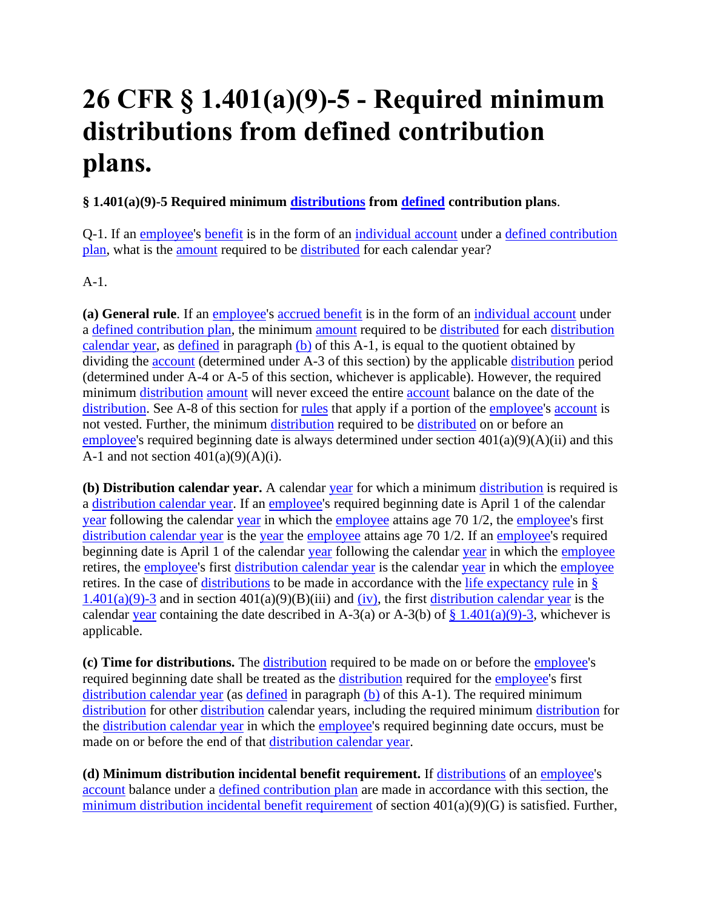# 26 CFR § 1.401(a)(9)-5 - Required minimum distributions from defined contribution plans.

**§ 1.401(a)(9)-5 Required minimum distributions from defined contribution plans**.

Q-1. If an employee's benefit is in the form of an individual account under a defined contribution plan, what is the amount required to be distributed for each calendar year?

A-1.

**(a) General rule**. If an employee's accrued benefit is in the form of an individual account under a defined contribution plan, the minimum amount required to be distributed for each distribution calendar year, as defined in paragraph (b) of this A-1, is equal to the quotient obtained by dividing the account (determined under A-3 of this section) by the applicable distribution period (determined under A-4 or A-5 of this section, whichever is applicable). However, the required minimum distribution amount will never exceed the entire account balance on the date of the distribution. See A-8 of this section for rules that apply if a portion of the employee's account is not vested. Further, the minimum distribution required to be distributed on or before an employee's required beginning date is always determined under section 401(a)(9)(A)(ii) and this A-1 and not section 401(a)(9)(A)(i).

**(b) Distribution calendar year.** A calendar year for which a minimum distribution is required is a distribution calendar year. If an employee's required beginning date is April 1 of the calendar year following the calendar year in which the employee attains age 70 1/2, the employee's first distribution calendar year is the year the employee attains age 70 1/2. If an employee's required beginning date is April 1 of the calendar year following the calendar year in which the employee retires, the employee's first distribution calendar year is the calendar year in which the employee retires. In the case of distributions to be made in accordance with the life expectancy rule in § 1.401(a)(9)-3 and in section 401(a)(9)(B)(iii) and (iv), the first distribution calendar year is the calendar year containing the date described in A-3(a) or A-3(b) of § 1.401(a)(9)-3, whichever is applicable.

**(c) Time for distributions.** The distribution required to be made on or before the employee's required beginning date shall be treated as the distribution required for the employee's first distribution calendar year (as defined in paragraph (b) of this A-1). The required minimum distribution for other distribution calendar years, including the required minimum distribution for the distribution calendar year in which the employee's required beginning date occurs, must be made on or before the end of that distribution calendar year.

**(d) Minimum distribution incidental benefit requirement.** If distributions of an employee's account balance under a defined contribution plan are made in accordance with this section, the minimum distribution incidental benefit requirement of section 401(a)(9)(G) is satisfied. Further,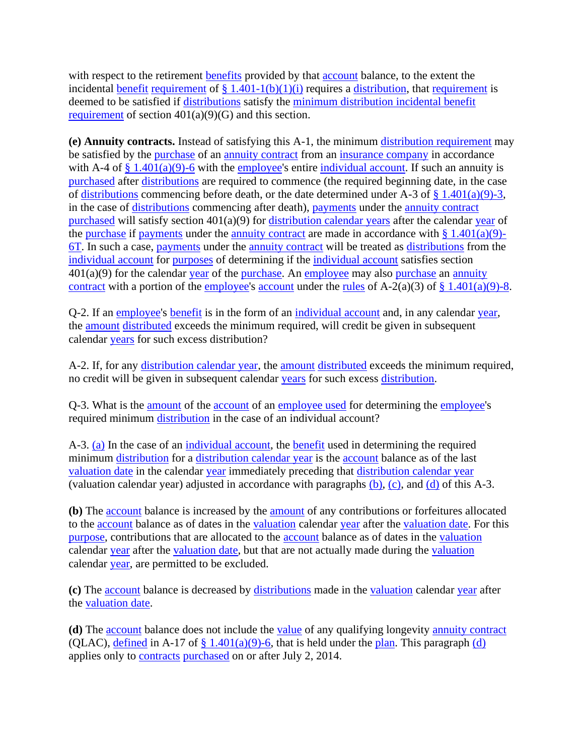with respect to the retirement benefits provided by that account balance, to the extent the incidental benefit requirement of § 1.401-1(b)(1)(i) requires a distribution, that requirement is deemed to be satisfied if distributions satisfy the minimum distribution incidental benefit requirement of section 401(a)(9)(G) and this section.

**(e) Annuity contracts.** Instead of satisfying this A-1, the minimum distribution requirement may be satisfied by the purchase of an annuity contract from an insurance company in accordance with A-4 of § 1.401(a)(9)-6 with the employee's entire individual account. If such an annuity is purchased after distributions are required to commence (the required beginning date, in the case of distributions commencing before death, or the date determined under A-3 of § 1.401(a)(9)-3, in the case of distributions commencing after death), payments under the annuity contract purchased will satisfy section 401(a)(9) for distribution calendar years after the calendar year of the purchase if payments under the annuity contract are made in accordance with § 1.401(a)(9)-6T. In such a case, payments under the annuity contract will be treated as distributions from the individual account for purposes of determining if the individual account satisfies section 401(a)(9) for the calendar year of the purchase. An employee may also purchase an annuity contract with a portion of the employee's account under the rules of A-2(a)(3) of § 1.401(a)(9)-8.

Q-2. If an employee's benefit is in the form of an individual account and, in any calendar year, the amount distributed exceeds the minimum required, will credit be given in subsequent calendar years for such excess distribution?

A-2. If, for any distribution calendar year, the amount distributed exceeds the minimum required, no credit will be given in subsequent calendar years for such excess distribution.

Q-3. What is the amount of the account of an employee used for determining the employee's required minimum distribution in the case of an individual account?

A-3. (a) In the case of an individual account, the benefit used in determining the required minimum distribution for a distribution calendar year is the account balance as of the last valuation date in the calendar year immediately preceding that distribution calendar year (valuation calendar year) adjusted in accordance with paragraphs (b), (c), and (d) of this A-3.

**(b)** The account balance is increased by the amount of any contributions or forfeitures allocated to the account balance as of dates in the valuation calendar year after the valuation date. For this purpose, contributions that are allocated to the account balance as of dates in the valuation calendar year after the valuation date, but that are not actually made during the valuation calendar year, are permitted to be excluded.

**(c)** The account balance is decreased by distributions made in the valuation calendar year after the valuation date.

**(d)** The account balance does not include the value of any qualifying longevity annuity contract (QLAC), defined in A-17 of § 1.401(a)(9)-6, that is held under the plan. This paragraph (d) applies only to contracts purchased on or after July 2, 2014.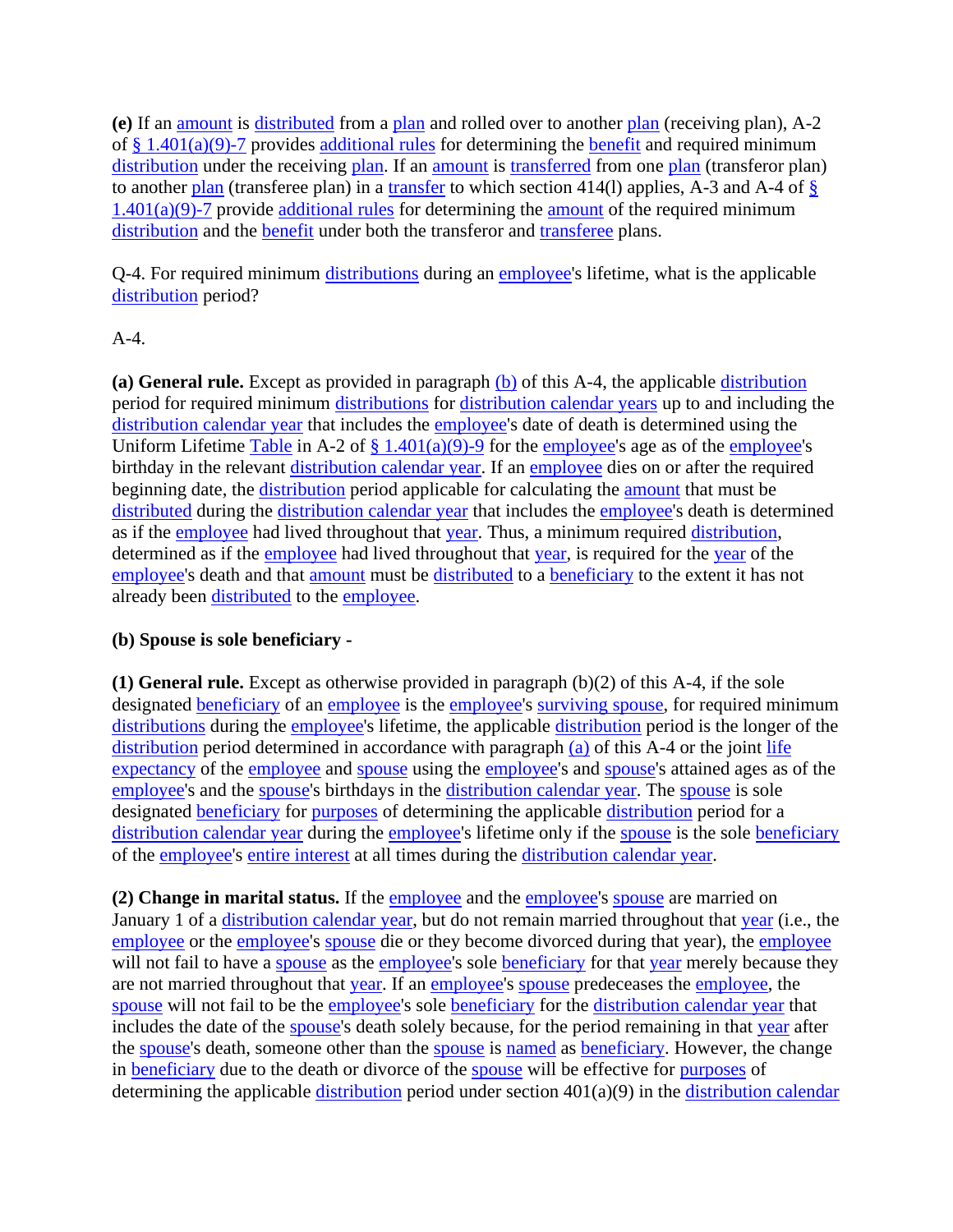**(e)** If an amount is distributed from a plan and rolled over to another plan (receiving plan), A-2 of § 1.401(a)(9)-7 provides additional rules for determining the benefit and required minimum distribution under the receiving plan. If an amount is transferred from one plan (transferor plan) to another plan (transferee plan) in a transfer to which section 414(l) applies, A-3 and A-4 of § 1.401(a)(9)-7 provide additional rules for determining the amount of the required minimum distribution and the benefit under both the transferor and transferee plans.

Q-4. For required minimum distributions during an employee's lifetime, what is the applicable distribution period?

A-4.

**(a) General rule.** Except as provided in paragraph (b) of this A-4, the applicable distribution period for required minimum distributions for distribution calendar years up to and including the distribution calendar year that includes the employee's date of death is determined using the Uniform Lifetime Table in A-2 of § 1.401(a)(9)-9 for the employee's age as of the employee's birthday in the relevant distribution calendar year. If an employee dies on or after the required beginning date, the distribution period applicable for calculating the amount that must be distributed during the distribution calendar year that includes the employee's death is determined as if the employee had lived throughout that year. Thus, a minimum required distribution, determined as if the employee had lived throughout that year, is required for the year of the employee's death and that amount must be distributed to a beneficiary to the extent it has not already been distributed to the employee.

**(b) Spouse is sole beneficiary -**

**(1) General rule.** Except as otherwise provided in paragraph (b)(2) of this A-4, if the sole designated beneficiary of an employee is the employee's surviving spouse, for required minimum distributions during the employee's lifetime, the applicable distribution period is the longer of the distribution period determined in accordance with paragraph (a) of this A-4 or the joint life expectancy of the employee and spouse using the employee's and spouse's attained ages as of the employee's and the spouse's birthdays in the distribution calendar year. The spouse is sole designated beneficiary for purposes of determining the applicable distribution period for a distribution calendar year during the employee's lifetime only if the spouse is the sole beneficiary of the employee's entire interest at all times during the distribution calendar year.

**(2) Change in marital status.** If the employee and the employee's spouse are married on January 1 of a distribution calendar year, but do not remain married throughout that year (i.e., the employee or the employee's spouse die or they become divorced during that year), the employee will not fail to have a spouse as the employee's sole beneficiary for that year merely because they are not married throughout that year. If an employee's spouse predeceases the employee, the spouse will not fail to be the employee's sole beneficiary for the distribution calendar year that includes the date of the spouse's death solely because, for the period remaining in that year after the spouse's death, someone other than the spouse is named as beneficiary. However, the change in beneficiary due to the death or divorce of the spouse will be effective for purposes of determining the applicable distribution period under section 401(a)(9) in the distribution calendar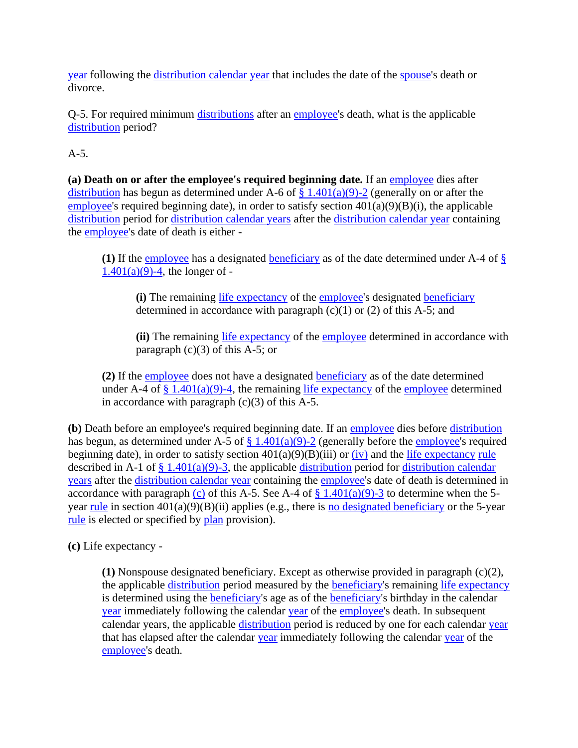year following the distribution calendar year that includes the date of the spouse's death or divorce.

Q-5. For required minimum distributions after an employee's death, what is the applicable distribution period?

A-5.

**(a) Death on or after the employee's required beginning date.** If an employee dies after distribution has begun as determined under A-6 of § 1.401(a)(9)-2 (generally on or after the employee's required beginning date), in order to satisfy section 401(a)(9)(B)(i), the applicable distribution period for distribution calendar years after the distribution calendar year containing the employee's date of death is either -

> **(1)** If the employee has a designated beneficiary as of the date determined under A-4 of § 1.401(a)(9)-4, the longer of -
>
> > **(i)** The remaining life expectancy of the employee's designated beneficiary determined in accordance with paragraph (c)(1) or (2) of this A-5; and
> >
> > **(ii)** The remaining life expectancy of the employee determined in accordance with paragraph (c)(3) of this A-5; or
>
> **(2)** If the employee does not have a designated beneficiary as of the date determined under A-4 of § 1.401(a)(9)-4, the remaining life expectancy of the employee determined in accordance with paragraph (c)(3) of this A-5.

**(b)** Death before an employee's required beginning date. If an employee dies before distribution has begun, as determined under A-5 of § 1.401(a)(9)-2 (generally before the employee's required beginning date), in order to satisfy section 401(a)(9)(B)(iii) or (iv) and the life expectancy rule described in A-1 of § 1.401(a)(9)-3, the applicable distribution period for distribution calendar years after the distribution calendar year containing the employee's date of death is determined in accordance with paragraph (c) of this A-5. See A-4 of § 1.401(a)(9)-3 to determine when the 5-year rule in section 401(a)(9)(B)(ii) applies (e.g., there is no designated beneficiary or the 5-year rule is elected or specified by plan provision).

**(c)** Life expectancy -

> **(1)** Nonspouse designated beneficiary. Except as otherwise provided in paragraph (c)(2), the applicable distribution period measured by the beneficiary's remaining life expectancy is determined using the beneficiary's age as of the beneficiary's birthday in the calendar year immediately following the calendar year of the employee's death. In subsequent calendar years, the applicable distribution period is reduced by one for each calendar year that has elapsed after the calendar year immediately following the calendar year of the employee's death.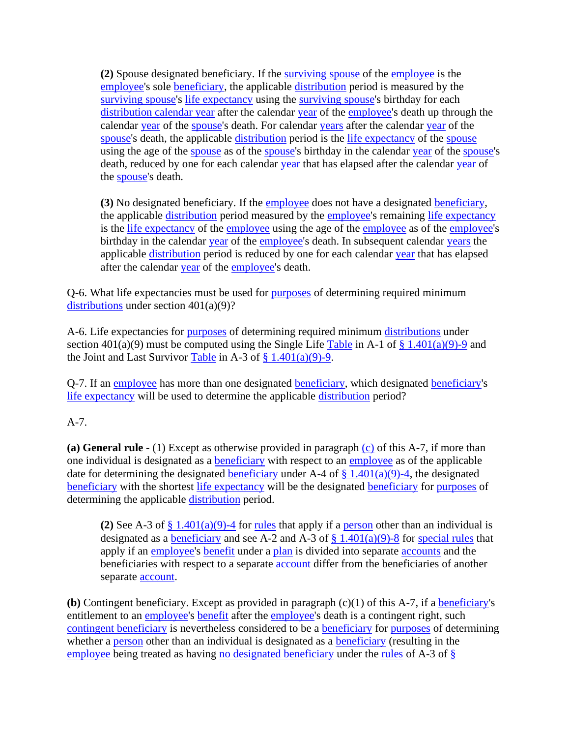**(2)** Spouse designated beneficiary. If the surviving spouse of the employee is the employee's sole beneficiary, the applicable distribution period is measured by the surviving spouse's life expectancy using the surviving spouse's birthday for each distribution calendar year after the calendar year of the employee's death up through the calendar year of the spouse's death. For calendar years after the calendar year of the spouse's death, the applicable distribution period is the life expectancy of the spouse using the age of the spouse as of the spouse's birthday in the calendar year of the spouse's death, reduced by one for each calendar year that has elapsed after the calendar year of the spouse's death.

**(3)** No designated beneficiary. If the employee does not have a designated beneficiary, the applicable distribution period measured by the employee's remaining life expectancy is the life expectancy of the employee using the age of the employee as of the employee's birthday in the calendar year of the employee's death. In subsequent calendar years the applicable distribution period is reduced by one for each calendar year that has elapsed after the calendar year of the employee's death.

Q-6. What life expectancies must be used for purposes of determining required minimum distributions under section 401(a)(9)?

A-6. Life expectancies for purposes of determining required minimum distributions under section 401(a)(9) must be computed using the Single Life Table in A-1 of § 1.401(a)(9)-9 and the Joint and Last Survivor Table in A-3 of § 1.401(a)(9)-9.

Q-7. If an employee has more than one designated beneficiary, which designated beneficiary's life expectancy will be used to determine the applicable distribution period?

A-7.

**(a) General rule** - (1) Except as otherwise provided in paragraph (c) of this A-7, if more than one individual is designated as a beneficiary with respect to an employee as of the applicable date for determining the designated beneficiary under A-4 of § 1.401(a)(9)-4, the designated beneficiary with the shortest life expectancy will be the designated beneficiary for purposes of determining the applicable distribution period.

**(2)** See A-3 of § 1.401(a)(9)-4 for rules that apply if a person other than an individual is designated as a beneficiary and see A-2 and A-3 of § 1.401(a)(9)-8 for special rules that apply if an employee's benefit under a plan is divided into separate accounts and the beneficiaries with respect to a separate account differ from the beneficiaries of another separate account.

**(b)** Contingent beneficiary. Except as provided in paragraph (c)(1) of this A-7, if a beneficiary's entitlement to an employee's benefit after the employee's death is a contingent right, such contingent beneficiary is nevertheless considered to be a beneficiary for purposes of determining whether a person other than an individual is designated as a beneficiary (resulting in the employee being treated as having no designated beneficiary under the rules of A-3 of §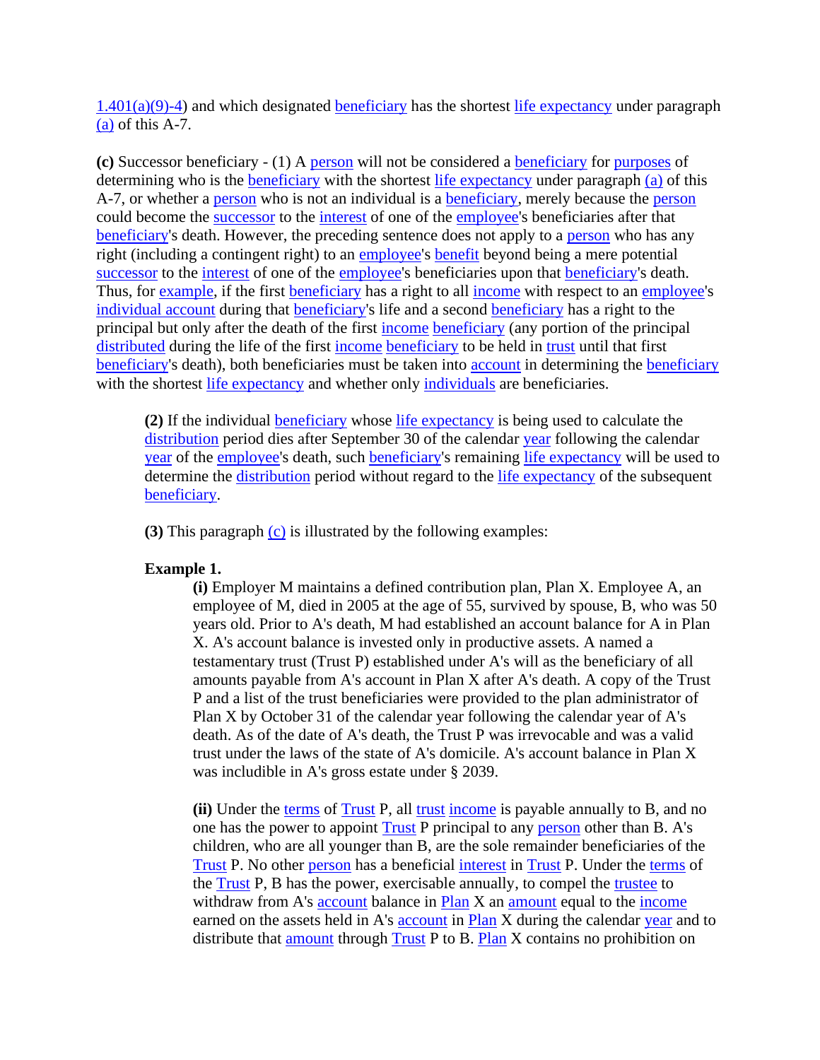1.401(a)(9)-4) and which designated beneficiary has the shortest life expectancy under paragraph (a) of this A-7.

**(c)** Successor beneficiary - (1) A person will not be considered a beneficiary for purposes of determining who is the beneficiary with the shortest life expectancy under paragraph (a) of this A-7, or whether a person who is not an individual is a beneficiary, merely because the person could become the successor to the interest of one of the employee's beneficiaries after that beneficiary's death. However, the preceding sentence does not apply to a person who has any right (including a contingent right) to an employee's benefit beyond being a mere potential successor to the interest of one of the employee's beneficiaries upon that beneficiary's death. Thus, for example, if the first beneficiary has a right to all income with respect to an employee's individual account during that beneficiary's life and a second beneficiary has a right to the principal but only after the death of the first income beneficiary (any portion of the principal distributed during the life of the first income beneficiary to be held in trust until that first beneficiary's death), both beneficiaries must be taken into account in determining the beneficiary with the shortest life expectancy and whether only individuals are beneficiaries.

> **(2)** If the individual beneficiary whose life expectancy is being used to calculate the distribution period dies after September 30 of the calendar year following the calendar year of the employee's death, such beneficiary's remaining life expectancy will be used to determine the distribution period without regard to the life expectancy of the subsequent beneficiary.
>
> **(3)** This paragraph (c) is illustrated by the following examples:
>
> **Example 1.**
>
> > **(i)** Employer M maintains a defined contribution plan, Plan X. Employee A, an employee of M, died in 2005 at the age of 55, survived by spouse, B, who was 50 years old. Prior to A's death, M had established an account balance for A in Plan X. A's account balance is invested only in productive assets. A named a testamentary trust (Trust P) established under A's will as the beneficiary of all amounts payable from A's account in Plan X after A's death. A copy of the Trust P and a list of the trust beneficiaries were provided to the plan administrator of Plan X by October 31 of the calendar year following the calendar year of A's death. As of the date of A's death, the Trust P was irrevocable and was a valid trust under the laws of the state of A's domicile. A's account balance in Plan X was includible in A's gross estate under § 2039.
> >
> > **(ii)** Under the terms of Trust P, all trust income is payable annually to B, and no one has the power to appoint Trust P principal to any person other than B. A's children, who are all younger than B, are the sole remainder beneficiaries of the Trust P. No other person has a beneficial interest in Trust P. Under the terms of the Trust P, B has the power, exercisable annually, to compel the trustee to withdraw from A's account balance in Plan X an amount equal to the income earned on the assets held in A's account in Plan X during the calendar year and to distribute that amount through Trust P to B. Plan X contains no prohibition on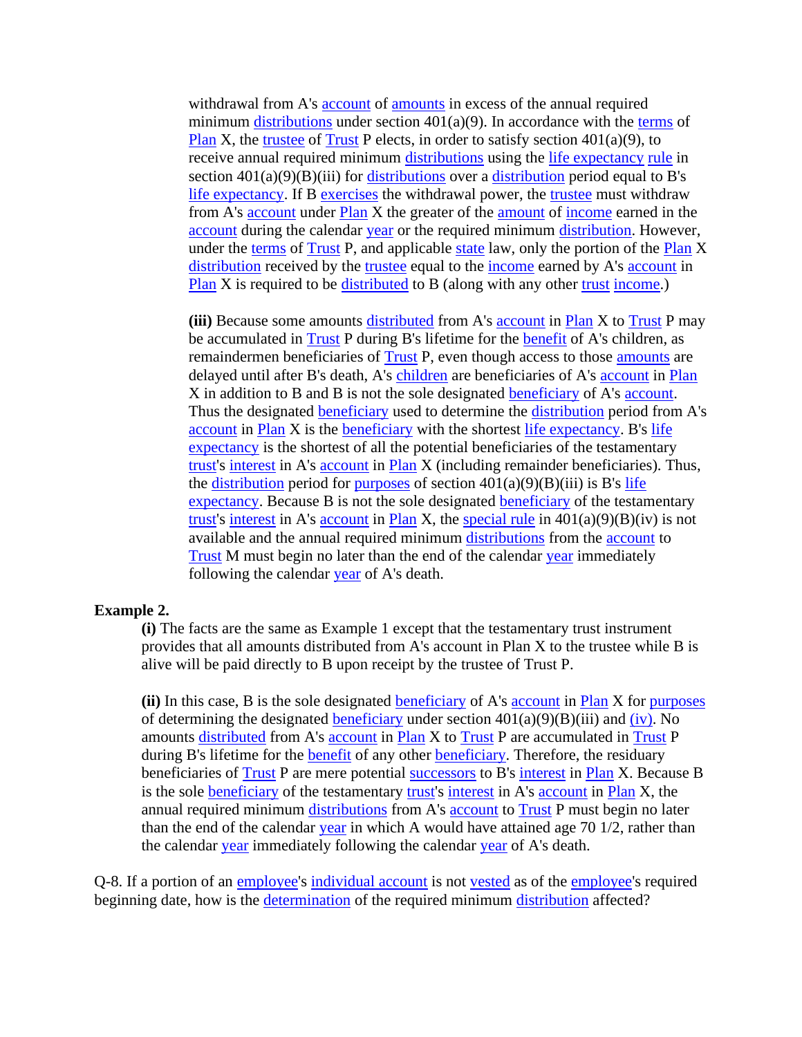withdrawal from A's account of amounts in excess of the annual required minimum distributions under section 401(a)(9). In accordance with the terms of Plan X, the trustee of Trust P elects, in order to satisfy section 401(a)(9), to receive annual required minimum distributions using the life expectancy rule in section 401(a)(9)(B)(iii) for distributions over a distribution period equal to B's life expectancy. If B exercises the withdrawal power, the trustee must withdraw from A's account under Plan X the greater of the amount of income earned in the account during the calendar year or the required minimum distribution. However, under the terms of Trust P, and applicable state law, only the portion of the Plan X distribution received by the trustee equal to the income earned by A's account in Plan X is required to be distributed to B (along with any other trust income.)

**(iii)** Because some amounts distributed from A's account in Plan X to Trust P may be accumulated in Trust P during B's lifetime for the benefit of A's children, as remaindermen beneficiaries of Trust P, even though access to those amounts are delayed until after B's death, A's children are beneficiaries of A's account in Plan X in addition to B and B is not the sole designated beneficiary of A's account. Thus the designated beneficiary used to determine the distribution period from A's account in Plan X is the beneficiary with the shortest life expectancy. B's life expectancy is the shortest of all the potential beneficiaries of the testamentary trust's interest in A's account in Plan X (including remainder beneficiaries). Thus, the distribution period for purposes of section 401(a)(9)(B)(iii) is B's life expectancy. Because B is not the sole designated beneficiary of the testamentary trust's interest in A's account in Plan X, the special rule in 401(a)(9)(B)(iv) is not available and the annual required minimum distributions from the account to Trust M must begin no later than the end of the calendar year immediately following the calendar year of A's death.

**Example 2.**

**(i)** The facts are the same as Example 1 except that the testamentary trust instrument provides that all amounts distributed from A's account in Plan X to the trustee while B is alive will be paid directly to B upon receipt by the trustee of Trust P.

**(ii)** In this case, B is the sole designated beneficiary of A's account in Plan X for purposes of determining the designated beneficiary under section 401(a)(9)(B)(iii) and (iv). No amounts distributed from A's account in Plan X to Trust P are accumulated in Trust P during B's lifetime for the benefit of any other beneficiary. Therefore, the residuary beneficiaries of Trust P are mere potential successors to B's interest in Plan X. Because B is the sole beneficiary of the testamentary trust's interest in A's account in Plan X, the annual required minimum distributions from A's account to Trust P must begin no later than the end of the calendar year in which A would have attained age 70 1/2, rather than the calendar year immediately following the calendar year of A's death.

Q-8. If a portion of an employee's individual account is not vested as of the employee's required beginning date, how is the determination of the required minimum distribution affected?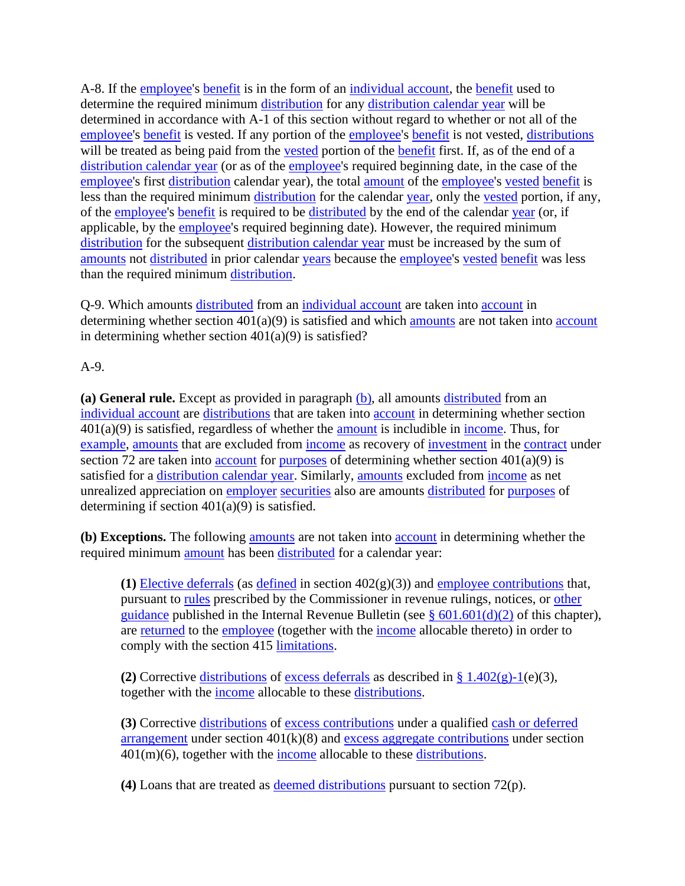A-8. If the employee's benefit is in the form of an individual account, the benefit used to determine the required minimum distribution for any distribution calendar year will be determined in accordance with A-1 of this section without regard to whether or not all of the employee's benefit is vested. If any portion of the employee's benefit is not vested, distributions will be treated as being paid from the vested portion of the benefit first. If, as of the end of a distribution calendar year (or as of the employee's required beginning date, in the case of the employee's first distribution calendar year), the total amount of the employee's vested benefit is less than the required minimum distribution for the calendar year, only the vested portion, if any, of the employee's benefit is required to be distributed by the end of the calendar year (or, if applicable, by the employee's required beginning date). However, the required minimum distribution for the subsequent distribution calendar year must be increased by the sum of amounts not distributed in prior calendar years because the employee's vested benefit was less than the required minimum distribution.

Q-9. Which amounts distributed from an individual account are taken into account in determining whether section 401(a)(9) is satisfied and which amounts are not taken into account in determining whether section 401(a)(9) is satisfied?

A-9.

**(a) General rule.** Except as provided in paragraph (b), all amounts distributed from an individual account are distributions that are taken into account in determining whether section 401(a)(9) is satisfied, regardless of whether the amount is includible in income. Thus, for example, amounts that are excluded from income as recovery of investment in the contract under section 72 are taken into account for purposes of determining whether section 401(a)(9) is satisfied for a distribution calendar year. Similarly, amounts excluded from income as net unrealized appreciation on employer securities also are amounts distributed for purposes of determining if section 401(a)(9) is satisfied.

**(b) Exceptions.** The following amounts are not taken into account in determining whether the required minimum amount has been distributed for a calendar year:

> **(1)** Elective deferrals (as defined in section 402(g)(3)) and employee contributions that, pursuant to rules prescribed by the Commissioner in revenue rulings, notices, or other guidance published in the Internal Revenue Bulletin (see § 601.601(d)(2) of this chapter), are returned to the employee (together with the income allocable thereto) in order to comply with the section 415 limitations.
>
> **(2)** Corrective distributions of excess deferrals as described in § 1.402(g)-1(e)(3), together with the income allocable to these distributions.
>
> **(3)** Corrective distributions of excess contributions under a qualified cash or deferred arrangement under section 401(k)(8) and excess aggregate contributions under section 401(m)(6), together with the income allocable to these distributions.
>
> **(4)** Loans that are treated as deemed distributions pursuant to section 72(p).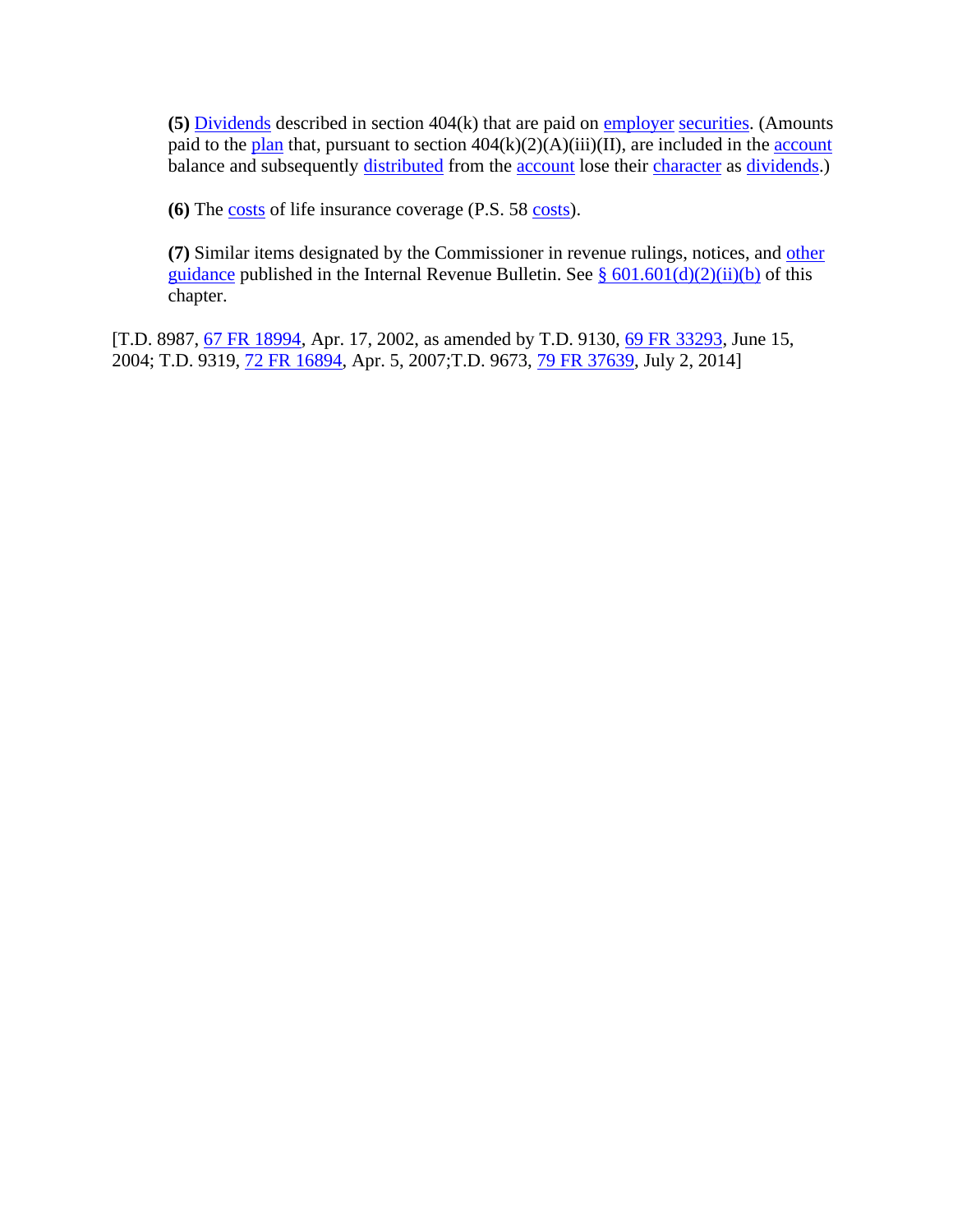**(5)** Dividends described in section 404(k) that are paid on employer securities. (Amounts paid to the plan that, pursuant to section 404(k)(2)(A)(iii)(II), are included in the account balance and subsequently distributed from the account lose their character as dividends.)

**(6)** The costs of life insurance coverage (P.S. 58 costs).

**(7)** Similar items designated by the Commissioner in revenue rulings, notices, and other guidance published in the Internal Revenue Bulletin. See § 601.601(d)(2)(ii)(b) of this chapter.

[T.D. 8987, 67 FR 18994, Apr. 17, 2002, as amended by T.D. 9130, 69 FR 33293, June 15, 2004; T.D. 9319, 72 FR 16894, Apr. 5, 2007;T.D. 9673, 79 FR 37639, July 2, 2014]